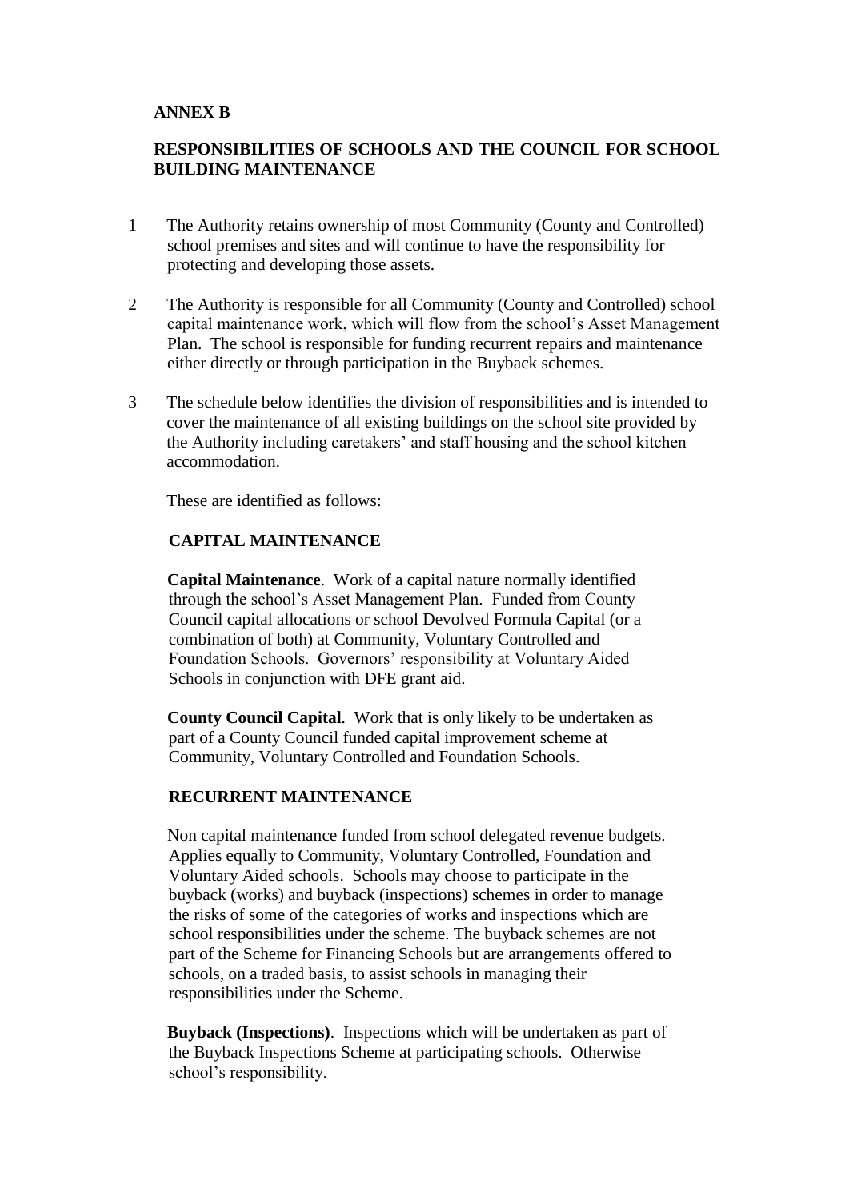**ANNEX B**

**RESPONSIBILITIES OF SCHOOLS AND THE COUNCIL FOR SCHOOL BUILDING MAINTENANCE**

1 The Authority retains ownership of most Community (County and Controlled) school premises and sites and will continue to have the responsibility for protecting and developing those assets.

2 The Authority is responsible for all Community (County and Controlled) school capital maintenance work, which will flow from the school's Asset Management Plan. The school is responsible for funding recurrent repairs and maintenance either directly or through participation in the Buyback schemes.

3 The schedule below identifies the division of responsibilities and is intended to cover the maintenance of all existing buildings on the school site provided by the Authority including caretakers' and staff housing and the school kitchen accommodation.

These are identified as follows:

**CAPITAL MAINTENANCE**

**Capital Maintenance**. Work of a capital nature normally identified through the school's Asset Management Plan. Funded from County Council capital allocations or school Devolved Formula Capital (or a combination of both) at Community, Voluntary Controlled and Foundation Schools. Governors' responsibility at Voluntary Aided Schools in conjunction with DFE grant aid.

**County Council Capital**. Work that is only likely to be undertaken as part of a County Council funded capital improvement scheme at Community, Voluntary Controlled and Foundation Schools.

**RECURRENT MAINTENANCE**

Non capital maintenance funded from school delegated revenue budgets. Applies equally to Community, Voluntary Controlled, Foundation and Voluntary Aided schools. Schools may choose to participate in the buyback (works) and buyback (inspections) schemes in order to manage the risks of some of the categories of works and inspections which are school responsibilities under the scheme. The buyback schemes are not part of the Scheme for Financing Schools but are arrangements offered to schools, on a traded basis, to assist schools in managing their responsibilities under the Scheme.

**Buyback (Inspections)**. Inspections which will be undertaken as part of the Buyback Inspections Scheme at participating schools. Otherwise school's responsibility.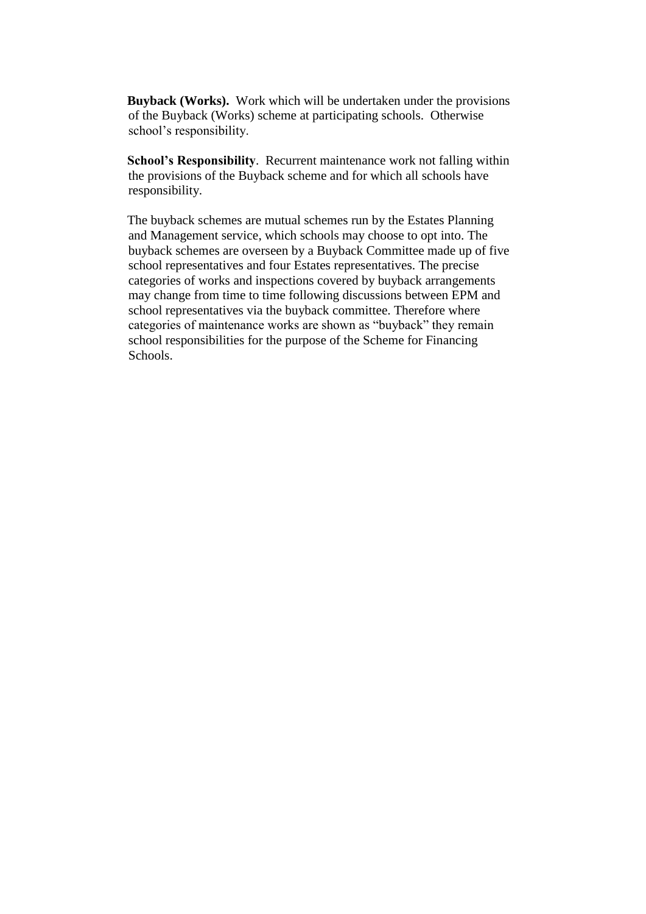**Buyback (Works).** Work which will be undertaken under the provisions of the Buyback (Works) scheme at participating schools. Otherwise school's responsibility.

**School's Responsibility**. Recurrent maintenance work not falling within the provisions of the Buyback scheme and for which all schools have responsibility.

The buyback schemes are mutual schemes run by the Estates Planning and Management service, which schools may choose to opt into. The buyback schemes are overseen by a Buyback Committee made up of five school representatives and four Estates representatives. The precise categories of works and inspections covered by buyback arrangements may change from time to time following discussions between EPM and school representatives via the buyback committee. Therefore where categories of maintenance works are shown as "buyback" they remain school responsibilities for the purpose of the Scheme for Financing Schools.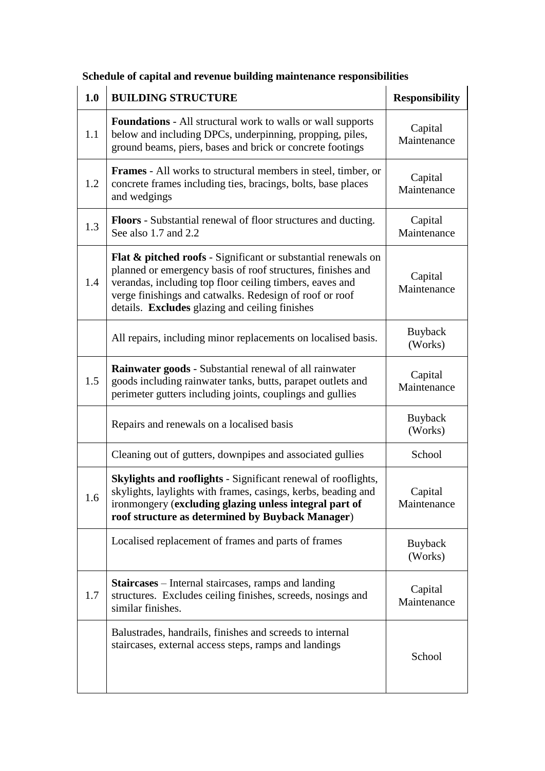**Schedule of capital and revenue building maintenance responsibilities**

| 1.0 | BUILDING STRUCTURE | Responsibility |
|---|---|---|
| 1.1 | **Foundations** - All structural work to walls or wall supports below and including DPCs, underpinning, propping, piles, ground beams, piers, bases and brick or concrete footings | Capital Maintenance |
| 1.2 | **Frames** - All works to structural members in steel, timber, or concrete frames including ties, bracings, bolts, base places and wedgings | Capital Maintenance |
| 1.3 | **Floors** - Substantial renewal of floor structures and ducting. See also 1.7 and 2.2 | Capital Maintenance |
| 1.4 | **Flat & pitched roofs** - Significant or substantial renewals on planned or emergency basis of roof structures, finishes and verandas, including top floor ceiling timbers, eaves and verge finishings and catwalks. Redesign of roof or roof details. **Excludes** glazing and ceiling finishes | Capital Maintenance |
| | All repairs, including minor replacements on localised basis. | Buyback (Works) |
| 1.5 | **Rainwater goods** - Substantial renewal of all rainwater goods including rainwater tanks, butts, parapet outlets and perimeter gutters including joints, couplings and gullies | Capital Maintenance |
| | Repairs and renewals on a localised basis | Buyback (Works) |
| | Cleaning out of gutters, downpipes and associated gullies | School |
| 1.6 | **Skylights and rooflights** - Significant renewal of rooflights, skylights, laylights with frames, casings, kerbs, beading and ironmongery (**excluding glazing unless integral part of roof structure as determined by Buyback Manager**) | Capital Maintenance |
| | Localised replacement of frames and parts of frames | Buyback (Works) |
| 1.7 | **Staircases** – Internal staircases, ramps and landing structures. Excludes ceiling finishes, screeds, nosings and similar finishes. | Capital Maintenance |
| | Balustrades, handrails, finishes and screeds to internal staircases, external access steps, ramps and landings | School |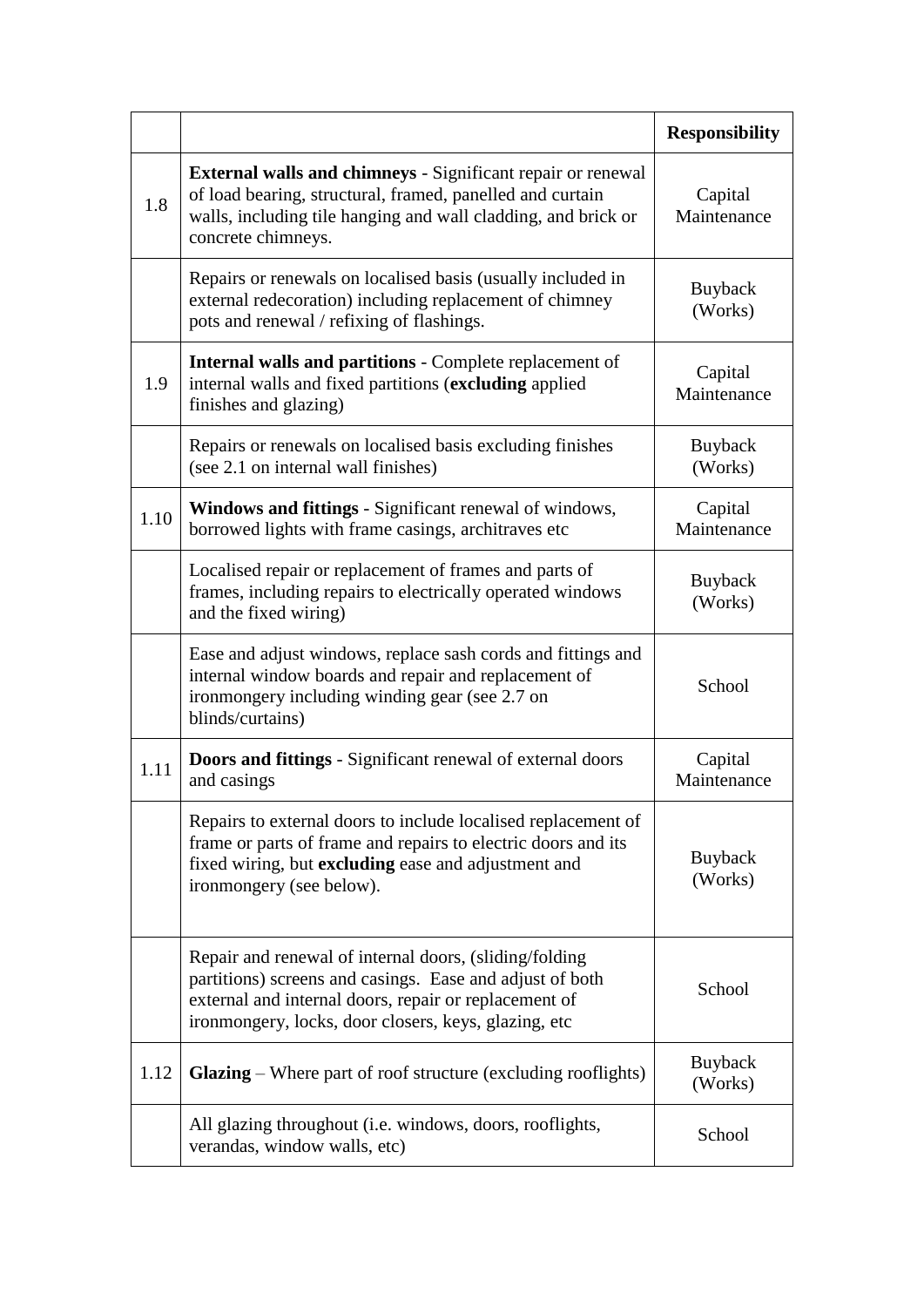| | | Responsibility |
|---|---|---|
| 1.8 | **External walls and chimneys** - Significant repair or renewal of load bearing, structural, framed, panelled and curtain walls, including tile hanging and wall cladding, and brick or concrete chimneys. | Capital Maintenance |
| | Repairs or renewals on localised basis (usually included in external redecoration) including replacement of chimney pots and renewal / refixing of flashings. | Buyback (Works) |
| 1.9 | **Internal walls and partitions** - Complete replacement of internal walls and fixed partitions (**excluding** applied finishes and glazing) | Capital Maintenance |
| | Repairs or renewals on localised basis excluding finishes (see 2.1 on internal wall finishes) | Buyback (Works) |
| 1.10 | **Windows and fittings** - Significant renewal of windows, borrowed lights with frame casings, architraves etc | Capital Maintenance |
| | Localised repair or replacement of frames and parts of frames, including repairs to electrically operated windows and the fixed wiring) | Buyback (Works) |
| | Ease and adjust windows, replace sash cords and fittings and internal window boards and repair and replacement of ironmongery including winding gear (see 2.7 on blinds/curtains) | School |
| 1.11 | **Doors and fittings** - Significant renewal of external doors and casings | Capital Maintenance |
| | Repairs to external doors to include localised replacement of frame or parts of frame and repairs to electric doors and its fixed wiring, but **excluding** ease and adjustment and ironmongery (see below). | Buyback (Works) |
| | Repair and renewal of internal doors, (sliding/folding partitions) screens and casings. Ease and adjust of both external and internal doors, repair or replacement of ironmongery, locks, door closers, keys, glazing, etc | School |
| 1.12 | **Glazing** – Where part of roof structure (excluding rooflights) | Buyback (Works) |
| | All glazing throughout (i.e. windows, doors, rooflights, verandas, window walls, etc) | School |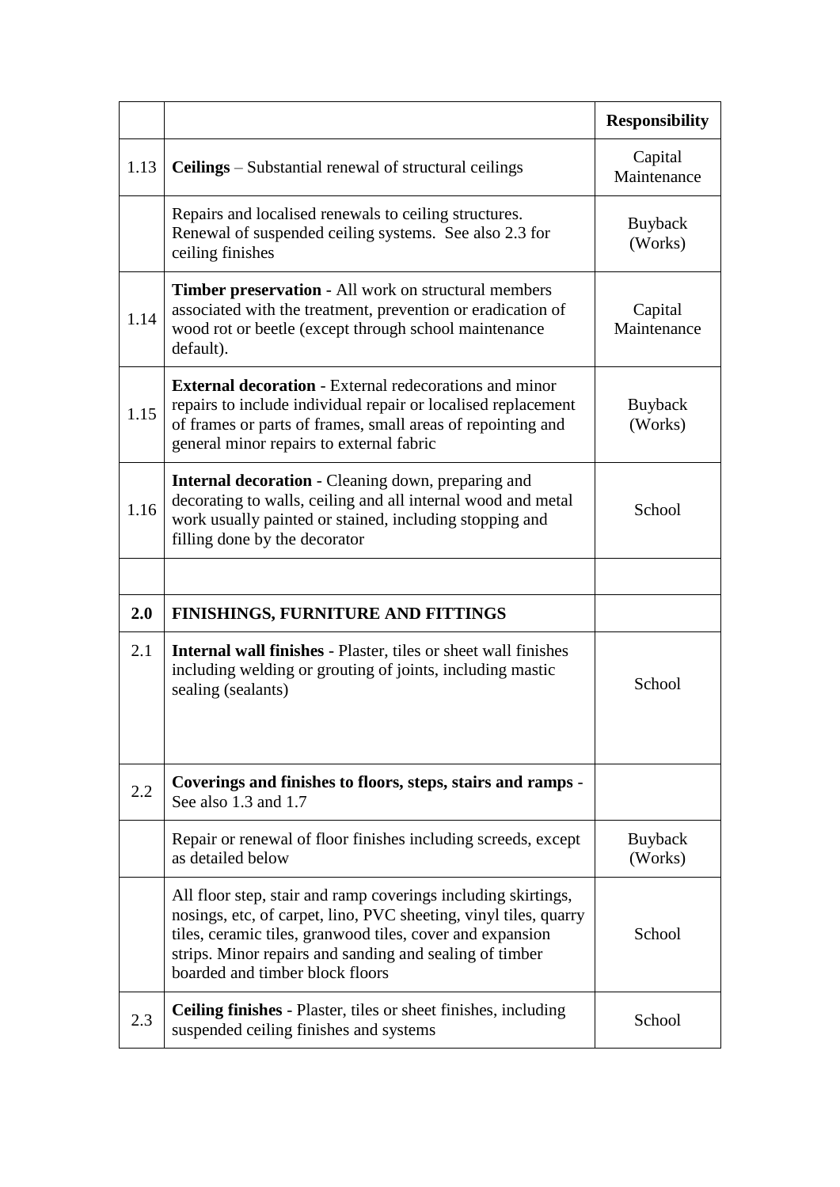| | | Responsibility |
|---|---|---|
| 1.13 | **Ceilings** – Substantial renewal of structural ceilings | Capital Maintenance |
| | Repairs and localised renewals to ceiling structures. Renewal of suspended ceiling systems. See also 2.3 for ceiling finishes | Buyback (Works) |
| 1.14 | **Timber preservation** - All work on structural members associated with the treatment, prevention or eradication of wood rot or beetle (except through school maintenance default). | Capital Maintenance |
| 1.15 | **External decoration** - External redecorations and minor repairs to include individual repair or localised replacement of frames or parts of frames, small areas of repointing and general minor repairs to external fabric | Buyback (Works) |
| 1.16 | **Internal decoration** - Cleaning down, preparing and decorating to walls, ceiling and all internal wood and metal work usually painted or stained, including stopping and filling done by the decorator | School |
| | | |
| **2.0** | **FINISHINGS, FURNITURE AND FITTINGS** | |
| 2.1 | **Internal wall finishes** - Plaster, tiles or sheet wall finishes including welding or grouting of joints, including mastic sealing (sealants) | School |
| 2.2 | **Coverings and finishes to floors, steps, stairs and ramps** - See also 1.3 and 1.7 | |
| | Repair or renewal of floor finishes including screeds, except as detailed below | Buyback (Works) |
| | All floor step, stair and ramp coverings including skirtings, nosings, etc, of carpet, lino, PVC sheeting, vinyl tiles, quarry tiles, ceramic tiles, granwood tiles, cover and expansion strips. Minor repairs and sanding and sealing of timber boarded and timber block floors | School |
| 2.3 | **Ceiling finishes** - Plaster, tiles or sheet finishes, including suspended ceiling finishes and systems | School |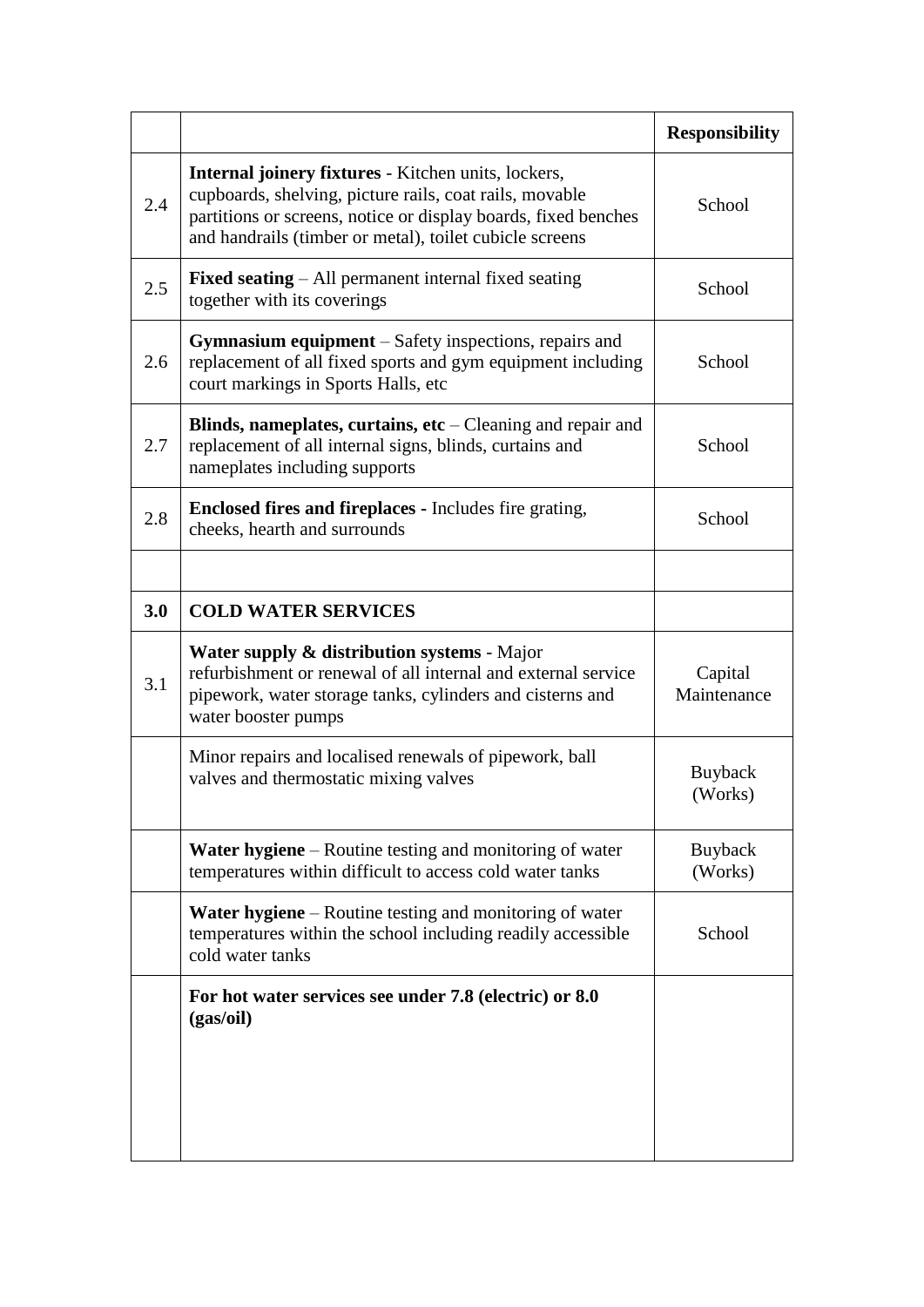| | | **Responsibility** |
|---|---|---|
| 2.4 | **Internal joinery fixtures** - Kitchen units, lockers, cupboards, shelving, picture rails, coat rails, movable partitions or screens, notice or display boards, fixed benches and handrails (timber or metal), toilet cubicle screens | School |
| 2.5 | **Fixed seating** – All permanent internal fixed seating together with its coverings | School |
| 2.6 | **Gymnasium equipment** – Safety inspections, repairs and replacement of all fixed sports and gym equipment including court markings in Sports Halls, etc | School |
| 2.7 | **Blinds, nameplates, curtains, etc** – Cleaning and repair and replacement of all internal signs, blinds, curtains and nameplates including supports | School |
| 2.8 | **Enclosed fires and fireplaces** - Includes fire grating, cheeks, hearth and surrounds | School |
| | | |
| **3.0** | **COLD WATER SERVICES** | |
| 3.1 | **Water supply & distribution systems** - Major refurbishment or renewal of all internal and external service pipework, water storage tanks, cylinders and cisterns and water booster pumps | Capital Maintenance |
| | Minor repairs and localised renewals of pipework, ball valves and thermostatic mixing valves | Buyback (Works) |
| | **Water hygiene** – Routine testing and monitoring of water temperatures within difficult to access cold water tanks | Buyback (Works) |
| | **Water hygiene** – Routine testing and monitoring of water temperatures within the school including readily accessible cold water tanks | School |
| | **For hot water services see under 7.8 (electric) or 8.0 (gas/oil)** | |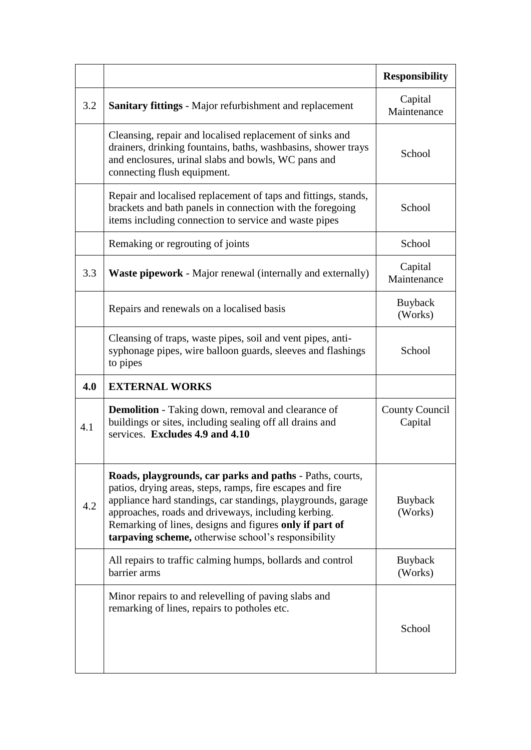| | | Responsibility |
|---|---|---|
| 3.2 | **Sanitary fittings** - Major refurbishment and replacement | Capital Maintenance |
| | Cleansing, repair and localised replacement of sinks and drainers, drinking fountains, baths, washbasins, shower trays and enclosures, urinal slabs and bowls, WC pans and connecting flush equipment. | School |
| | Repair and localised replacement of taps and fittings, stands, brackets and bath panels in connection with the foregoing items including connection to service and waste pipes | School |
| | Remaking or regrouting of joints | School |
| 3.3 | **Waste pipework** - Major renewal (internally and externally) | Capital Maintenance |
| | Repairs and renewals on a localised basis | Buyback (Works) |
| | Cleansing of traps, waste pipes, soil and vent pipes, anti-syphonage pipes, wire balloon guards, sleeves and flashings to pipes | School |
| **4.0** | **EXTERNAL WORKS** | |
| 4.1 | **Demolition** - Taking down, removal and clearance of buildings or sites, including sealing off all drains and services. **Excludes 4.9 and 4.10** | County Council Capital |
| 4.2 | **Roads, playgrounds, car parks and paths** - Paths, courts, patios, drying areas, steps, ramps, fire escapes and fire appliance hard standings, car standings, playgrounds, garage approaches, roads and driveways, including kerbing. Remarking of lines, designs and figures **only if part of tarpaving scheme,** otherwise school's responsibility | Buyback (Works) |
| | All repairs to traffic calming humps, bollards and control barrier arms | Buyback (Works) |
| | Minor repairs to and relevelling of paving slabs and remarking of lines, repairs to potholes etc. | School |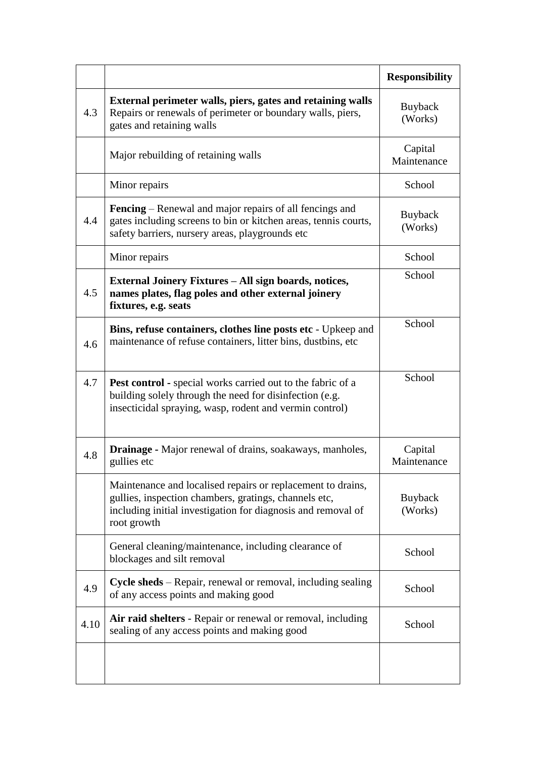| | | **Responsibility** |
|---|---|---|
| 4.3 | **External perimeter walls, piers, gates and retaining walls** Repairs or renewals of perimeter or boundary walls, piers, gates and retaining walls | Buyback (Works) |
| | Major rebuilding of retaining walls | Capital Maintenance |
| | Minor repairs | School |
| 4.4 | **Fencing** – Renewal and major repairs of all fencings and gates including screens to bin or kitchen areas, tennis courts, safety barriers, nursery areas, playgrounds etc | Buyback (Works) |
| | Minor repairs | School |
| 4.5 | **External Joinery Fixtures – All sign boards, notices, names plates, flag poles and other external joinery fixtures, e.g. seats** | School |
| 4.6 | **Bins, refuse containers, clothes line posts etc** - Upkeep and maintenance of refuse containers, litter bins, dustbins, etc | School |
| 4.7 | **Pest control** - special works carried out to the fabric of a building solely through the need for disinfection (e.g. insecticidal spraying, wasp, rodent and vermin control) | School |
| 4.8 | **Drainage** - Major renewal of drains, soakaways, manholes, gullies etc | Capital Maintenance |
| | Maintenance and localised repairs or replacement to drains, gullies, inspection chambers, gratings, channels etc, including initial investigation for diagnosis and removal of root growth | Buyback (Works) |
| | General cleaning/maintenance, including clearance of blockages and silt removal | School |
| 4.9 | **Cycle sheds** – Repair, renewal or removal, including sealing of any access points and making good | School |
| 4.10 | **Air raid shelters** - Repair or renewal or removal, including sealing of any access points and making good | School |
| | | |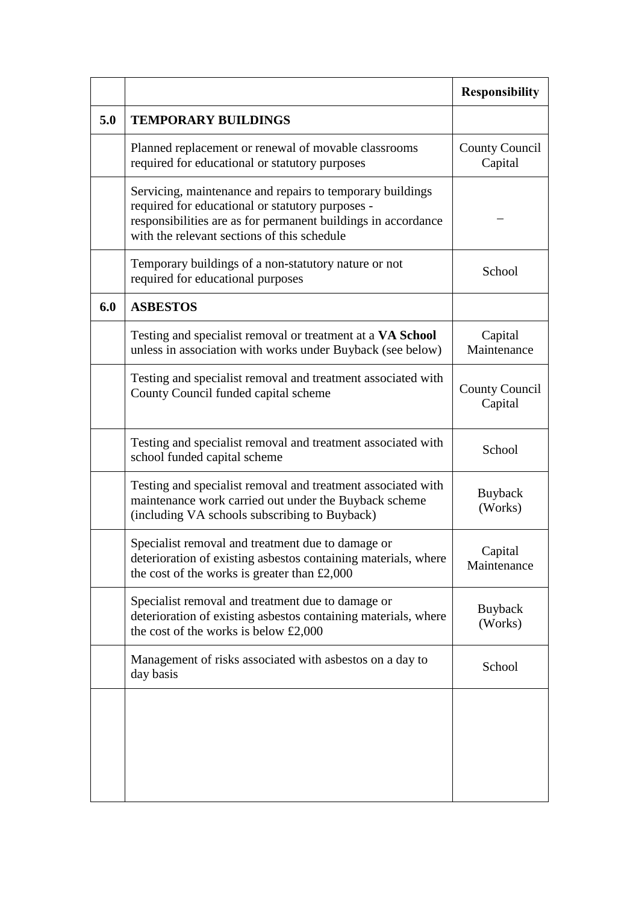| | | Responsibility |
|---|---|---|
| **5.0** | **TEMPORARY BUILDINGS** | |
| | Planned replacement or renewal of movable classrooms required for educational or statutory purposes | County Council Capital |
| | Servicing, maintenance and repairs to temporary buildings required for educational or statutory purposes - responsibilities are as for permanent buildings in accordance with the relevant sections of this schedule | – |
| | Temporary buildings of a non-statutory nature or not required for educational purposes | School |
| **6.0** | **ASBESTOS** | |
| | Testing and specialist removal or treatment at a **VA School** unless in association with works under Buyback (see below) | Capital Maintenance |
| | Testing and specialist removal and treatment associated with County Council funded capital scheme | County Council Capital |
| | Testing and specialist removal and treatment associated with school funded capital scheme | School |
| | Testing and specialist removal and treatment associated with maintenance work carried out under the Buyback scheme (including VA schools subscribing to Buyback) | Buyback (Works) |
| | Specialist removal and treatment due to damage or deterioration of existing asbestos containing materials, where the cost of the works is greater than £2,000 | Capital Maintenance |
| | Specialist removal and treatment due to damage or deterioration of existing asbestos containing materials, where the cost of the works is below £2,000 | Buyback (Works) |
| | Management of risks associated with asbestos on a day to day basis | School |
| | | |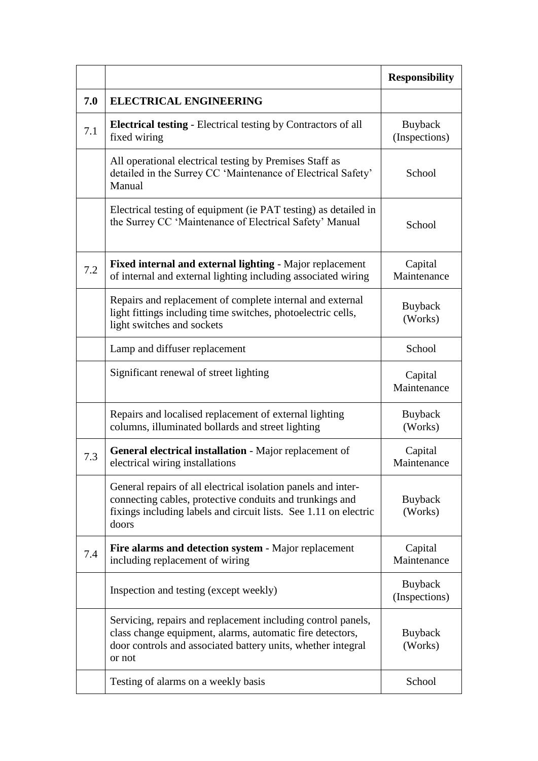| | | Responsibility |
|---|---|---|
| **7.0** | **ELECTRICAL ENGINEERING** | |
| 7.1 | **Electrical testing** - Electrical testing by Contractors of all fixed wiring | Buyback (Inspections) |
| | All operational electrical testing by Premises Staff as detailed in the Surrey CC 'Maintenance of Electrical Safety' Manual | School |
| | Electrical testing of equipment (ie PAT testing) as detailed in the Surrey CC 'Maintenance of Electrical Safety' Manual | School |
| 7.2 | **Fixed internal and external lighting** - Major replacement of internal and external lighting including associated wiring | Capital Maintenance |
| | Repairs and replacement of complete internal and external light fittings including time switches, photoelectric cells, light switches and sockets | Buyback (Works) |
| | Lamp and diffuser replacement | School |
| | Significant renewal of street lighting | Capital Maintenance |
| | Repairs and localised replacement of external lighting columns, illuminated bollards and street lighting | Buyback (Works) |
| 7.3 | **General electrical installation** - Major replacement of electrical wiring installations | Capital Maintenance |
| | General repairs of all electrical isolation panels and inter-connecting cables, protective conduits and trunkings and fixings including labels and circuit lists. See 1.11 on electric doors | Buyback (Works) |
| 7.4 | **Fire alarms and detection system** - Major replacement including replacement of wiring | Capital Maintenance |
| | Inspection and testing (except weekly) | Buyback (Inspections) |
| | Servicing, repairs and replacement including control panels, class change equipment, alarms, automatic fire detectors, door controls and associated battery units, whether integral or not | Buyback (Works) |
| | Testing of alarms on a weekly basis | School |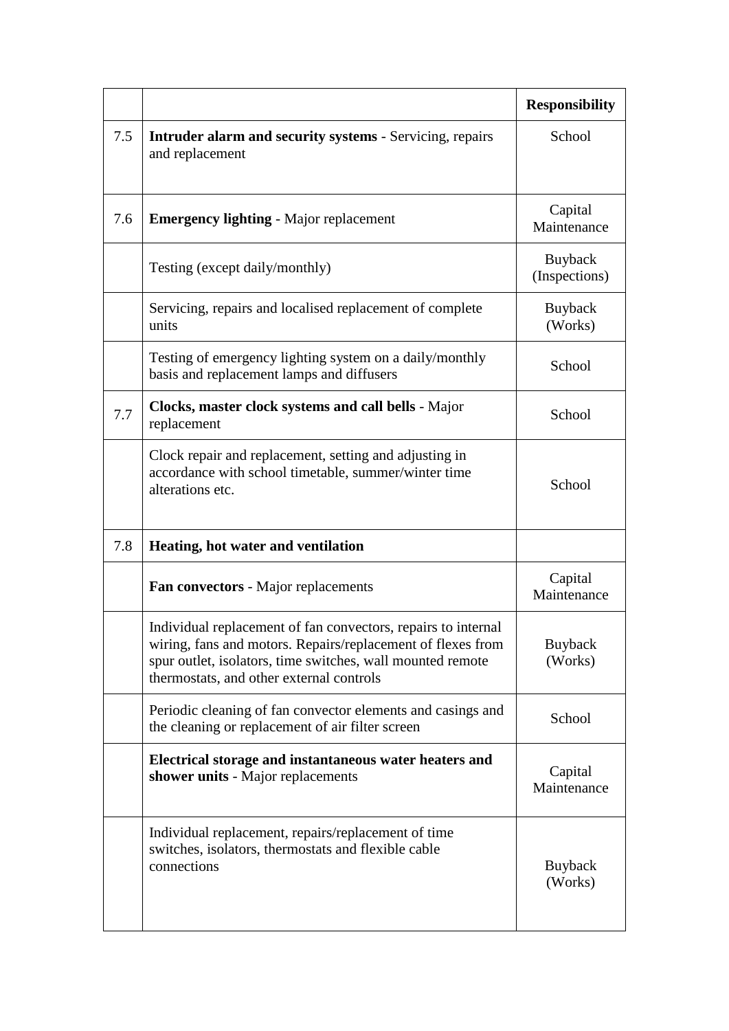| | | Responsibility |
|---|---|---|
| 7.5 | **Intruder alarm and security systems** - Servicing, repairs and replacement | School |
| 7.6 | **Emergency lighting** - Major replacement | Capital Maintenance |
| | Testing (except daily/monthly) | Buyback (Inspections) |
| | Servicing, repairs and localised replacement of complete units | Buyback (Works) |
| | Testing of emergency lighting system on a daily/monthly basis and replacement lamps and diffusers | School |
| 7.7 | **Clocks, master clock systems and call bells** - Major replacement | School |
| | Clock repair and replacement, setting and adjusting in accordance with school timetable, summer/winter time alterations etc. | School |
| 7.8 | **Heating, hot water and ventilation** | |
| | **Fan convectors** - Major replacements | Capital Maintenance |
| | Individual replacement of fan convectors, repairs to internal wiring, fans and motors. Repairs/replacement of flexes from spur outlet, isolators, time switches, wall mounted remote thermostats, and other external controls | Buyback (Works) |
| | Periodic cleaning of fan convector elements and casings and the cleaning or replacement of air filter screen | School |
| | **Electrical storage and instantaneous water heaters and shower units** - Major replacements | Capital Maintenance |
| | Individual replacement, repairs/replacement of time switches, isolators, thermostats and flexible cable connections | Buyback (Works) |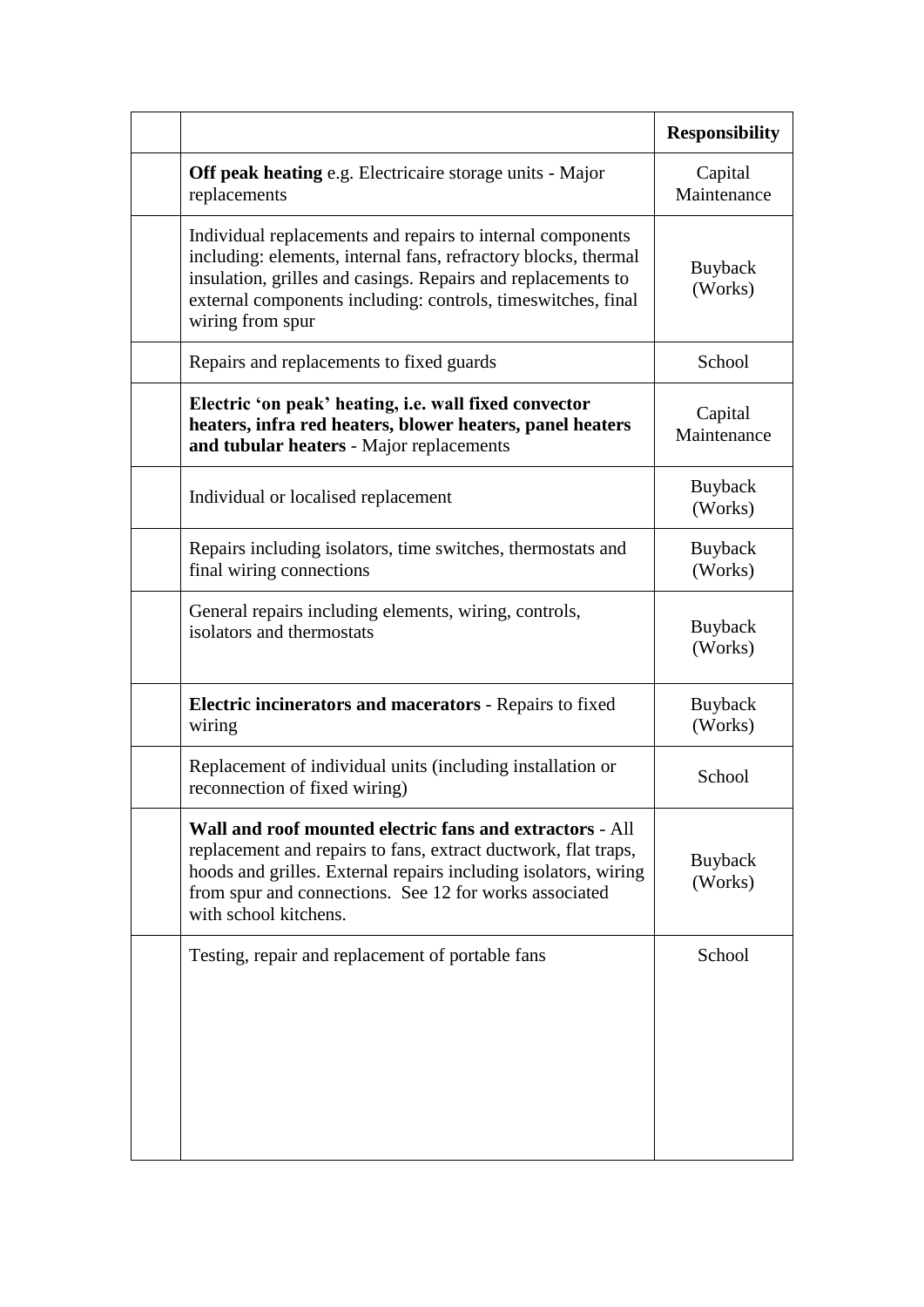| | | **Responsibility** |
|---|---|---|
| | **Off peak heating** e.g. Electricaire storage units - Major replacements | Capital Maintenance |
| | Individual replacements and repairs to internal components including: elements, internal fans, refractory blocks, thermal insulation, grilles and casings. Repairs and replacements to external components including: controls, timeswitches, final wiring from spur | Buyback (Works) |
| | Repairs and replacements to fixed guards | School |
| | **Electric 'on peak' heating, i.e. wall fixed convector heaters, infra red heaters, blower heaters, panel heaters and tubular heaters** - Major replacements | Capital Maintenance |
| | Individual or localised replacement | Buyback (Works) |
| | Repairs including isolators, time switches, thermostats and final wiring connections | Buyback (Works) |
| | General repairs including elements, wiring, controls, isolators and thermostats | Buyback (Works) |
| | **Electric incinerators and macerators** - Repairs to fixed wiring | Buyback (Works) |
| | Replacement of individual units (including installation or reconnection of fixed wiring) | School |
| | **Wall and roof mounted electric fans and extractors** - All replacement and repairs to fans, extract ductwork, flat traps, hoods and grilles. External repairs including isolators, wiring from spur and connections. See 12 for works associated with school kitchens. | Buyback (Works) |
| | Testing, repair and replacement of portable fans | School |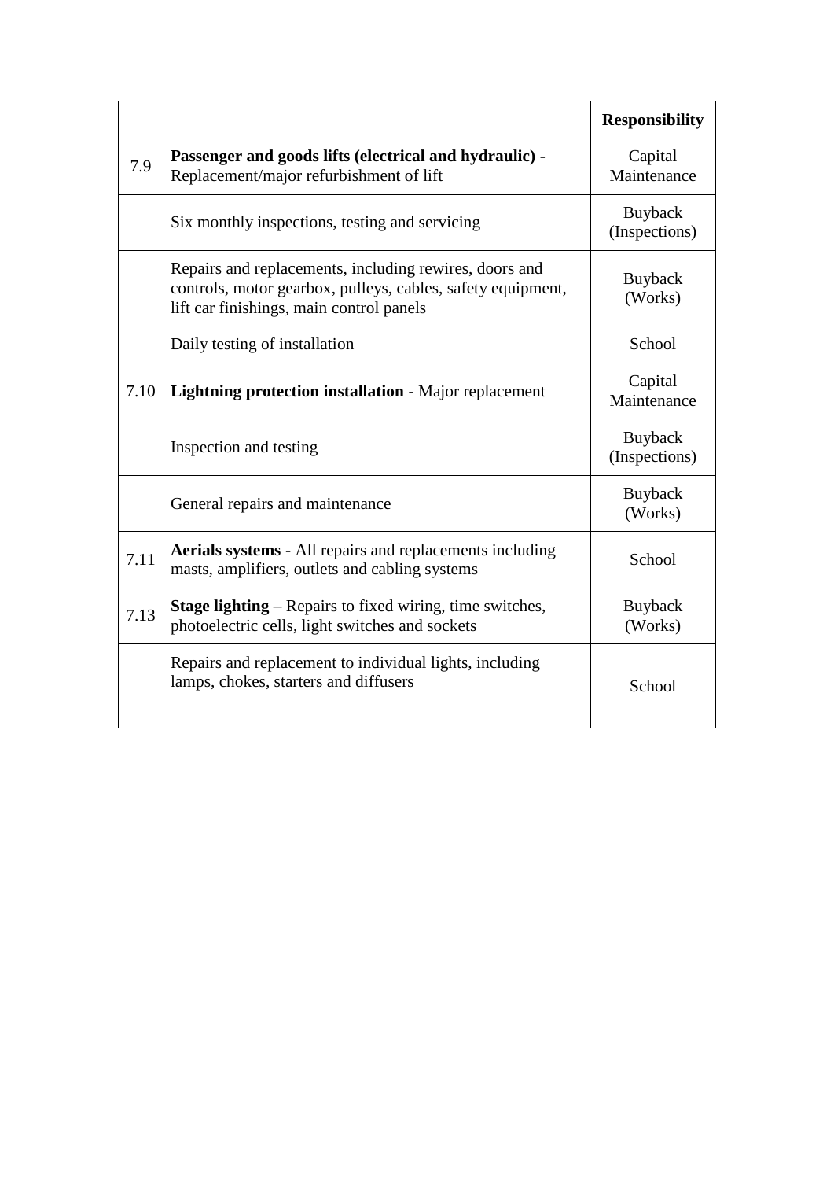| | | **Responsibility** |
|---|---|---|
| 7.9 | **Passenger and goods lifts (electrical and hydraulic)** - Replacement/major refurbishment of lift | Capital Maintenance |
| | Six monthly inspections, testing and servicing | Buyback (Inspections) |
| | Repairs and replacements, including rewires, doors and controls, motor gearbox, pulleys, cables, safety equipment, lift car finishings, main control panels | Buyback (Works) |
| | Daily testing of installation | School |
| 7.10 | **Lightning protection installation** - Major replacement | Capital Maintenance |
| | Inspection and testing | Buyback (Inspections) |
| | General repairs and maintenance | Buyback (Works) |
| 7.11 | **Aerials systems** - All repairs and replacements including masts, amplifiers, outlets and cabling systems | School |
| 7.13 | **Stage lighting** – Repairs to fixed wiring, time switches, photoelectric cells, light switches and sockets | Buyback (Works) |
| | Repairs and replacement to individual lights, including lamps, chokes, starters and diffusers | School |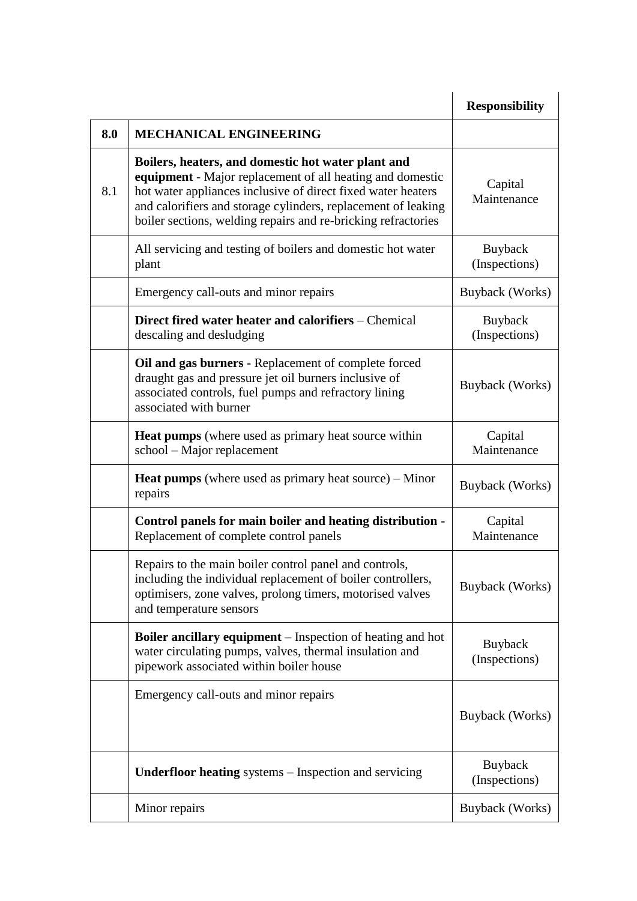|  |  | **Responsibility** |
|---|---|---|
| **8.0** | **MECHANICAL ENGINEERING** |  |
| 8.1 | **Boilers, heaters, and domestic hot water plant and equipment** - Major replacement of all heating and domestic hot water appliances inclusive of direct fixed water heaters and calorifiers and storage cylinders, replacement of leaking boiler sections, welding repairs and re-bricking refractories | Capital Maintenance |
|  | All servicing and testing of boilers and domestic hot water plant | Buyback (Inspections) |
|  | Emergency call-outs and minor repairs | Buyback (Works) |
|  | **Direct fired water heater and calorifiers** – Chemical descaling and desludging | Buyback (Inspections) |
|  | **Oil and gas burners** - Replacement of complete forced draught gas and pressure jet oil burners inclusive of associated controls, fuel pumps and refractory lining associated with burner | Buyback (Works) |
|  | **Heat pumps** (where used as primary heat source within school – Major replacement | Capital Maintenance |
|  | **Heat pumps** (where used as primary heat source) – Minor repairs | Buyback (Works) |
|  | **Control panels for main boiler and heating distribution** - Replacement of complete control panels | Capital Maintenance |
|  | Repairs to the main boiler control panel and controls, including the individual replacement of boiler controllers, optimisers, zone valves, prolong timers, motorised valves and temperature sensors | Buyback (Works) |
|  | **Boiler ancillary equipment** – Inspection of heating and hot water circulating pumps, valves, thermal insulation and pipework associated within boiler house | Buyback (Inspections) |
|  | Emergency call-outs and minor repairs | Buyback (Works) |
|  | **Underfloor heating** systems – Inspection and servicing | Buyback (Inspections) |
|  | Minor repairs | Buyback (Works) |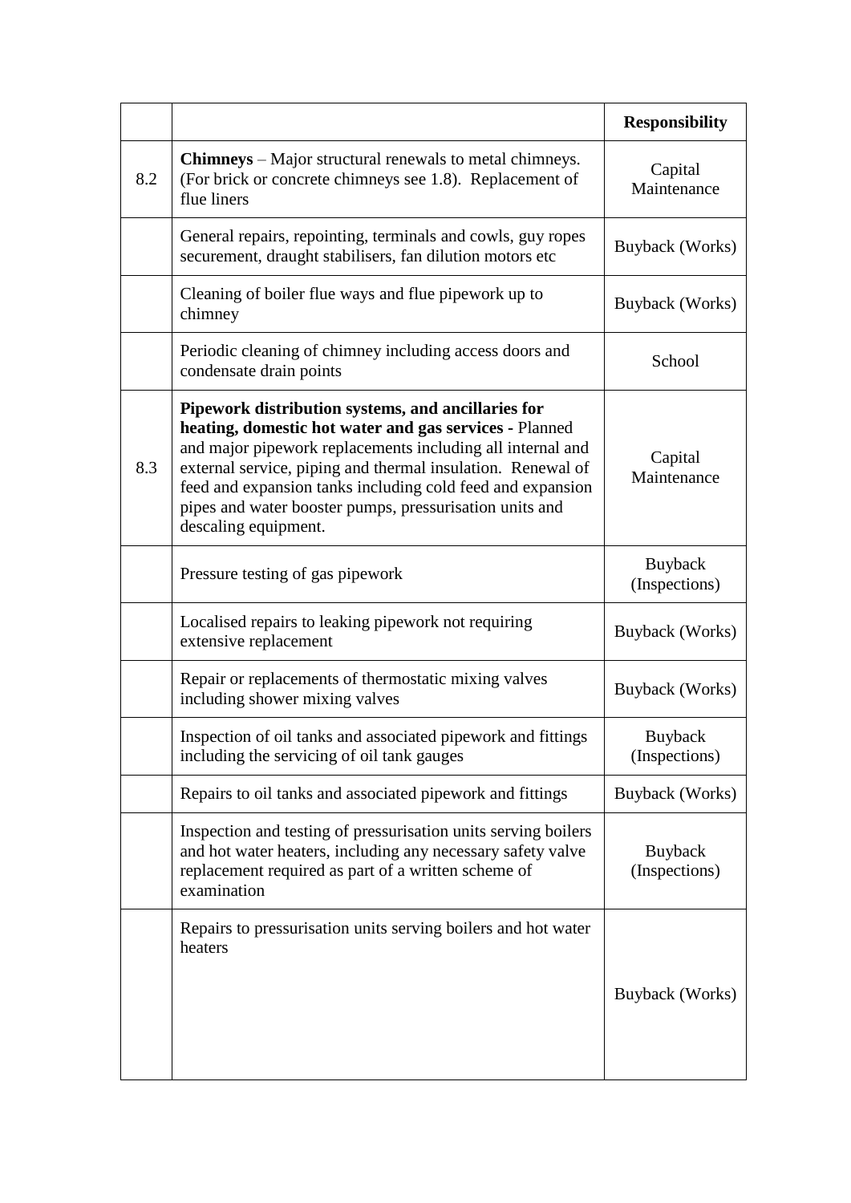| | | Responsibility |
|---|---|---|
| 8.2 | **Chimneys** – Major structural renewals to metal chimneys. (For brick or concrete chimneys see 1.8). Replacement of flue liners | Capital Maintenance |
| | General repairs, repointing, terminals and cowls, guy ropes securement, draught stabilisers, fan dilution motors etc | Buyback (Works) |
| | Cleaning of boiler flue ways and flue pipework up to chimney | Buyback (Works) |
| | Periodic cleaning of chimney including access doors and condensate drain points | School |
| 8.3 | **Pipework distribution systems, and ancillaries for heating, domestic hot water and gas services -** Planned and major pipework replacements including all internal and external service, piping and thermal insulation. Renewal of feed and expansion tanks including cold feed and expansion pipes and water booster pumps, pressurisation units and descaling equipment. | Capital Maintenance |
| | Pressure testing of gas pipework | Buyback (Inspections) |
| | Localised repairs to leaking pipework not requiring extensive replacement | Buyback (Works) |
| | Repair or replacements of thermostatic mixing valves including shower mixing valves | Buyback (Works) |
| | Inspection of oil tanks and associated pipework and fittings including the servicing of oil tank gauges | Buyback (Inspections) |
| | Repairs to oil tanks and associated pipework and fittings | Buyback (Works) |
| | Inspection and testing of pressurisation units serving boilers and hot water heaters, including any necessary safety valve replacement required as part of a written scheme of examination | Buyback (Inspections) |
| | Repairs to pressurisation units serving boilers and hot water heaters | Buyback (Works) |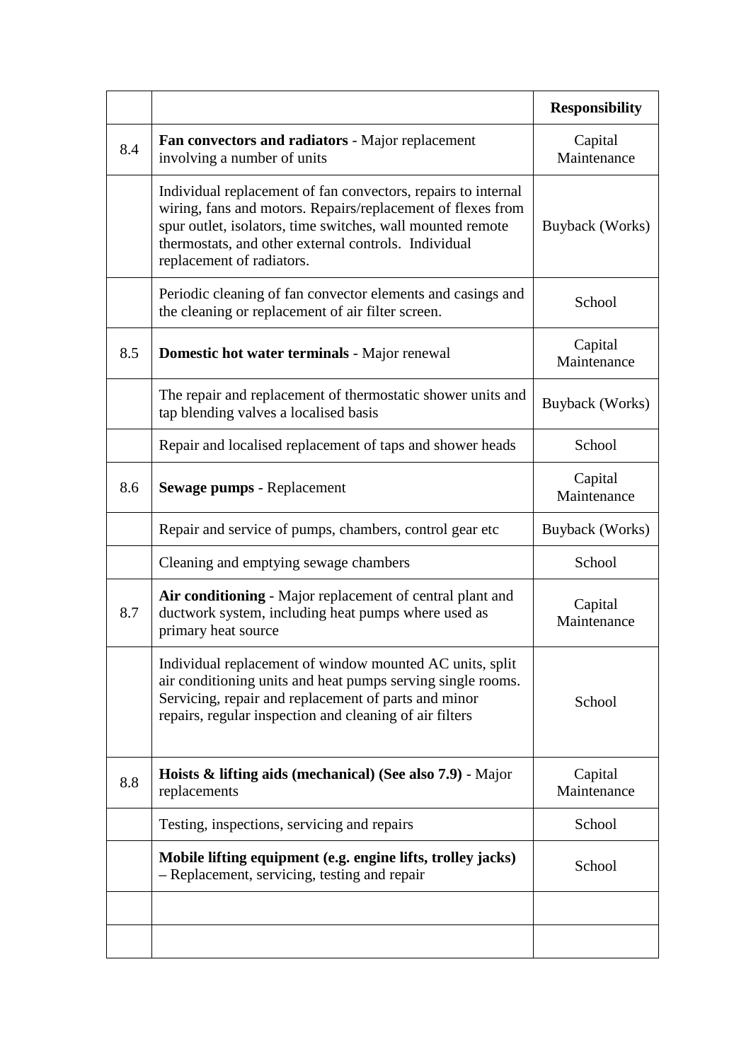| | | Responsibility |
|---|---|---|
| 8.4 | **Fan convectors and radiators** - Major replacement involving a number of units | Capital Maintenance |
| | Individual replacement of fan convectors, repairs to internal wiring, fans and motors. Repairs/replacement of flexes from spur outlet, isolators, time switches, wall mounted remote thermostats, and other external controls. Individual replacement of radiators. | Buyback (Works) |
| | Periodic cleaning of fan convector elements and casings and the cleaning or replacement of air filter screen. | School |
| 8.5 | **Domestic hot water terminals** - Major renewal | Capital Maintenance |
| | The repair and replacement of thermostatic shower units and tap blending valves a localised basis | Buyback (Works) |
| | Repair and localised replacement of taps and shower heads | School |
| 8.6 | **Sewage pumps** - Replacement | Capital Maintenance |
| | Repair and service of pumps, chambers, control gear etc | Buyback (Works) |
| | Cleaning and emptying sewage chambers | School |
| 8.7 | **Air conditioning** - Major replacement of central plant and ductwork system, including heat pumps where used as primary heat source | Capital Maintenance |
| | Individual replacement of window mounted AC units, split air conditioning units and heat pumps serving single rooms. Servicing, repair and replacement of parts and minor repairs, regular inspection and cleaning of air filters | School |
| 8.8 | **Hoists & lifting aids (mechanical) (See also 7.9)** - Major replacements | Capital Maintenance |
| | Testing, inspections, servicing and repairs | School |
| | **Mobile lifting equipment (e.g. engine lifts, trolley jacks)** – Replacement, servicing, testing and repair | School |
| | | |
| | | |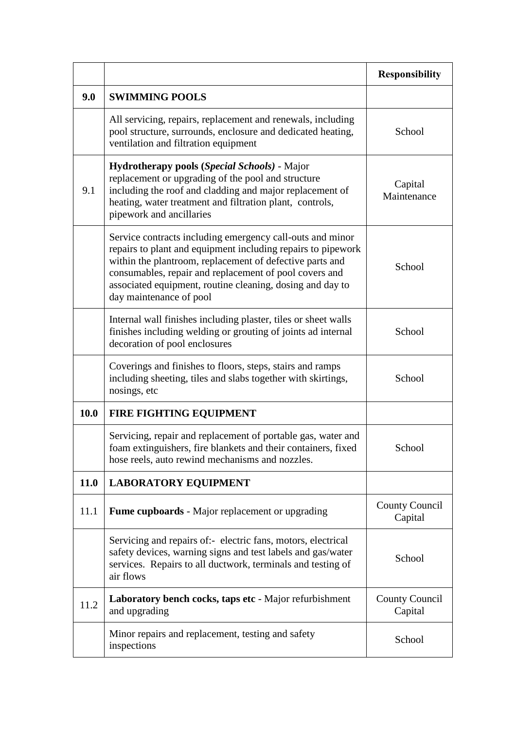| | | Responsibility |
|---|---|---|
| **9.0** | **SWIMMING POOLS** | |
| | All servicing, repairs, replacement and renewals, including pool structure, surrounds, enclosure and dedicated heating, ventilation and filtration equipment | School |
| 9.1 | **Hydrotherapy pools (*Special Schools*)** - Major replacement or upgrading of the pool and structure including the roof and cladding and major replacement of heating, water treatment and filtration plant, controls, pipework and ancillaries | Capital Maintenance |
| | Service contracts including emergency call-outs and minor repairs to plant and equipment including repairs to pipework within the plantroom, replacement of defective parts and consumables, repair and replacement of pool covers and associated equipment, routine cleaning, dosing and day to day maintenance of pool | School |
| | Internal wall finishes including plaster, tiles or sheet walls finishes including welding or grouting of joints ad internal decoration of pool enclosures | School |
| | Coverings and finishes to floors, steps, stairs and ramps including sheeting, tiles and slabs together with skirtings, nosings, etc | School |
| **10.0** | **FIRE FIGHTING EQUIPMENT** | |
| | Servicing, repair and replacement of portable gas, water and foam extinguishers, fire blankets and their containers, fixed hose reels, auto rewind mechanisms and nozzles. | School |
| **11.0** | **LABORATORY EQUIPMENT** | |
| 11.1 | **Fume cupboards** - Major replacement or upgrading | County Council Capital |
| | Servicing and repairs of:- electric fans, motors, electrical safety devices, warning signs and test labels and gas/water services. Repairs to all ductwork, terminals and testing of air flows | School |
| 11.2 | **Laboratory bench cocks, taps etc** - Major refurbishment and upgrading | County Council Capital |
| | Minor repairs and replacement, testing and safety inspections | School |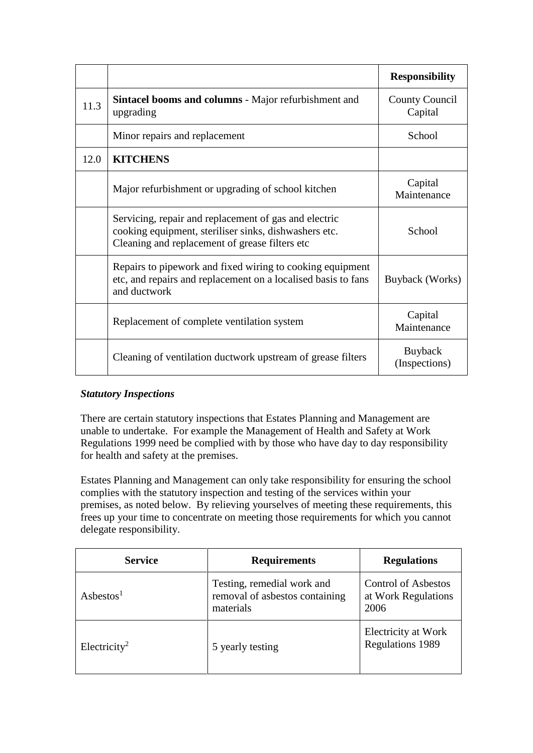| | | Responsibility |
|---|---|---|
| 11.3 | **Sintacel booms and columns** - Major refurbishment and upgrading | County Council Capital |
| | Minor repairs and replacement | School |
| 12.0 | **KITCHENS** | |
| | Major refurbishment or upgrading of school kitchen | Capital Maintenance |
| | Servicing, repair and replacement of gas and electric cooking equipment, steriliser sinks, dishwashers etc. Cleaning and replacement of grease filters etc | School |
| | Repairs to pipework and fixed wiring to cooking equipment etc, and repairs and replacement on a localised basis to fans and ductwork | Buyback (Works) |
| | Replacement of complete ventilation system | Capital Maintenance |
| | Cleaning of ventilation ductwork upstream of grease filters | Buyback (Inspections) |

***Statutory Inspections***

There are certain statutory inspections that Estates Planning and Management are unable to undertake. For example the Management of Health and Safety at Work Regulations 1999 need be complied with by those who have day to day responsibility for health and safety at the premises.

Estates Planning and Management can only take responsibility for ensuring the school complies with the statutory inspection and testing of the services within your premises, as noted below. By relieving yourselves of meeting these requirements, this frees up your time to concentrate on meeting those requirements for which you cannot delegate responsibility.

| Service | Requirements | Regulations |
|---|---|---|
| Asbestos[1] | Testing, remedial work and removal of asbestos containing materials | Control of Asbestos at Work Regulations 2006 |
| Electricity[2] | 5 yearly testing | Electricity at Work Regulations 1989 |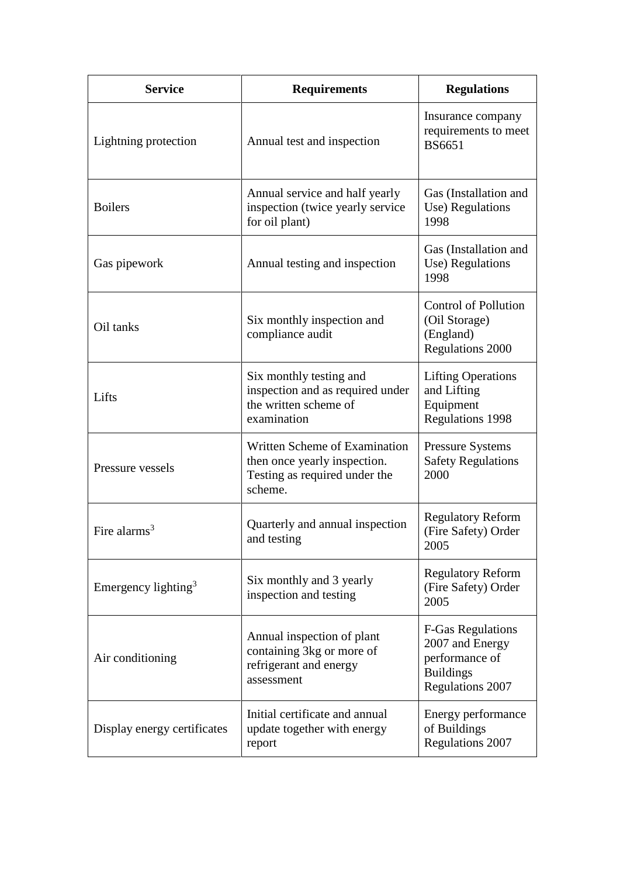| Service | Requirements | Regulations |
| --- | --- | --- |
| Lightning protection | Annual test and inspection | Insurance company requirements to meet BS6651 |
| Boilers | Annual service and half yearly inspection (twice yearly service for oil plant) | Gas (Installation and Use) Regulations 1998 |
| Gas pipework | Annual testing and inspection | Gas (Installation and Use) Regulations 1998 |
| Oil tanks | Six monthly inspection and compliance audit | Control of Pollution (Oil Storage) (England) Regulations 2000 |
| Lifts | Six monthly testing and inspection and as required under the written scheme of examination | Lifting Operations and Lifting Equipment Regulations 1998 |
| Pressure vessels | Written Scheme of Examination then once yearly inspection. Testing as required under the scheme. | Pressure Systems Safety Regulations 2000 |
| Fire alarms[3] | Quarterly and annual inspection and testing | Regulatory Reform (Fire Safety) Order 2005 |
| Emergency lighting[3] | Six monthly and 3 yearly inspection and testing | Regulatory Reform (Fire Safety) Order 2005 |
| Air conditioning | Annual inspection of plant containing 3kg or more of refrigerant and energy assessment | F-Gas Regulations 2007 and Energy performance of Buildings Regulations 2007 |
| Display energy certificates | Initial certificate and annual update together with energy report | Energy performance of Buildings Regulations 2007 |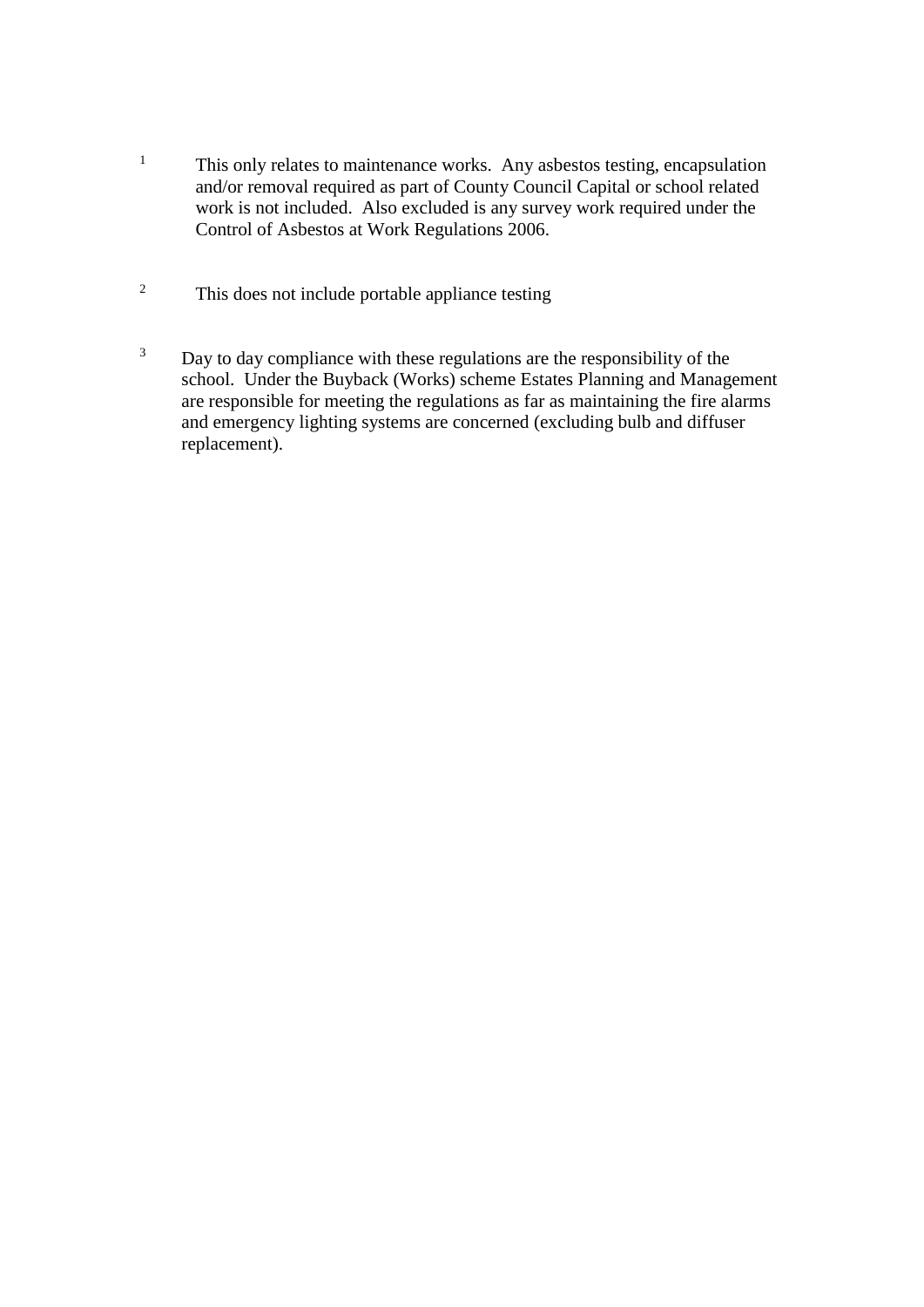[1] This only relates to maintenance works. Any asbestos testing, encapsulation and/or removal required as part of County Council Capital or school related work is not included. Also excluded is any survey work required under the Control of Asbestos at Work Regulations 2006.

[2] This does not include portable appliance testing

[3] Day to day compliance with these regulations are the responsibility of the school. Under the Buyback (Works) scheme Estates Planning and Management are responsible for meeting the regulations as far as maintaining the fire alarms and emergency lighting systems are concerned (excluding bulb and diffuser replacement).